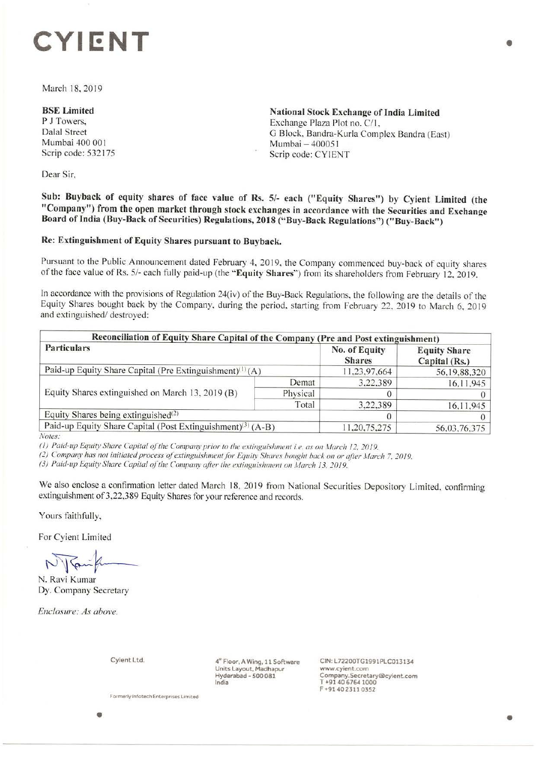# CYIENT

March 18, 2019

**BSE Limited**
P J Towers,
Dalal Street
Mumbai 400 001
Scrip code: 532175

**National Stock Exchange of India Limited**
Exchange Plaza Plot no. C/1,
G Block, Bandra-Kurla Complex Bandra (East)
Mumbai – 400051
Scrip code: CYIENT

Dear Sir,

**Sub: Buyback of equity shares of face value of Rs. 5/- each ("Equity Shares") by Cyient Limited (the "Company") from the open market through stock exchanges in accordance with the Securities and Exchange Board of India (Buy-Back of Securities) Regulations, 2018 ("Buy-Back Regulations") ("Buy-Back")**

**Re: Extinguishment of Equity Shares pursuant to Buyback.**

Pursuant to the Public Announcement dated February 4, 2019, the Company commenced buy-back of equity shares of the face value of Rs. 5/- each fully paid-up (the "**Equity Shares**") from its shareholders from February 12, 2019.

In accordance with the provisions of Regulation 24(iv) of the Buy-Back Regulations, the following are the details of the Equity Shares bought back by the Company, during the period, starting from February 22, 2019 to March 6, 2019 and extinguished/ destroyed:

| Reconciliation of Equity Share Capital of the Company (Pre and Post extinguishment) | | | |
|---|---|---|---|
| **Particulars** | | **No. of Equity Shares** | **Equity Share Capital (Rs.)** |
| Paid-up Equity Share Capital (Pre Extinguishment)[1] (A) | | 11,23,97,664 | 56,19,88,320 |
| Equity Shares extinguished on March 13, 2019 (B) | Demat | 3,22,389 | 16,11,945 |
| | Physical | 0 | 0 |
| | Total | 3,22,389 | 16,11,945 |
| Equity Shares being extinguished[2] | | 0 | 0 |
| Paid-up Equity Share Capital (Post Extinguishment)[3] (A-B) | | 11,20,75,275 | 56,03,76,375 |

*Notes:*

*(1) Paid-up Equity Share Capital of the Company prior to the extinguishment i.e. as on March 12, 2019.*

*(2) Company has not initiated process of extinguishment for Equity Shares bought back on or after March 7, 2019.*

*(3) Paid-up Equity Share Capital of the Company after the extinguishment on March 13, 2019.*

We also enclose a confirmation letter dated March 18, 2019 from National Securities Depository Limited, confirming extinguishment of 3,22,389 Equity Shares for your reference and records.

Yours faithfully,

For Cyient Limited

N. Ravi Kumar
Dy. Company Secretary

*Enclosure: As above.*

Cyient Ltd.

4th Floor, A Wing, 11 Software Units Layout, Madhapur Hyderabad - 500 081 India

CIN: L72200TG1991PLC013134
www.cyient.com
Company.Secretary@cyient.com
T +91 40 6764 1000
F +91 40 2311 0352

Formerly Infotech Enterprises Limited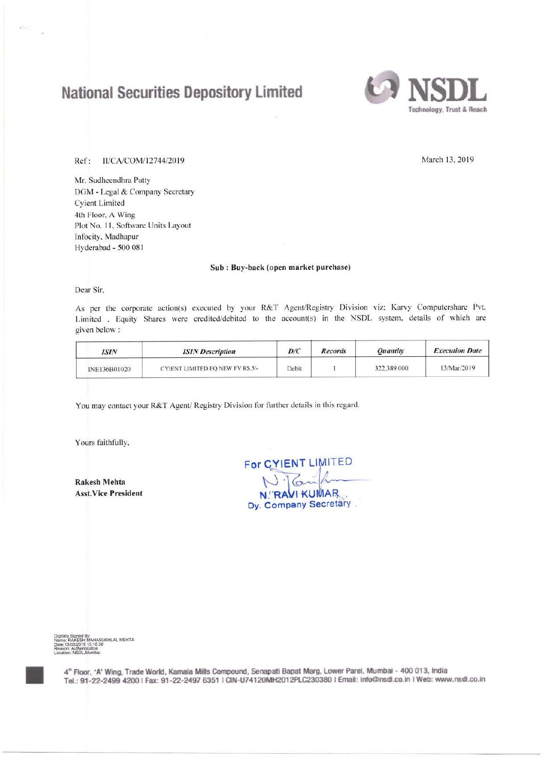# National Securities Depository Limited

NSDL
Technology, Trust & Reach

Ref: II/CA/COM/12744/2019

March 13, 2019

Mr. Sudheendhra Putty
DGM - Legal & Company Secretary
Cyient Limited
4th Floor, A Wing
Plot No. 11, Software Units Layout
Infocity, Madhapur
Hyderabad - 500 081

**Sub : Buy-back (open market purchase)**

Dear Sir,

As per the corporate action(s) executed by your R&T Agent/Registry Division viz: Karvy Computershare Pvt. Limited , Equity Shares were credited/debited to the account(s) in the NSDL system, details of which are given below :

| *ISIN* | *ISIN Description* | *D/C* | *Records* | *Quantity* | *Execution Date* |
|---|---|---|---|---|---|
| INE136B01020 | CYIENT LIMITED EQ NEW FV RS.5/- | Debit | 1 | 322,389.000 | 13/Mar/2019 |

You may contact your R&T Agent/ Registry Division for further details in this regard.

Yours faithfully,

**Rakesh Mehta**
**Asst.Vice President**

For CYIENT LIMITED
N. RAVI KUMAR
Dy. Company Secretary

Digitally Signed By
Name: RAKESH MAHASUKHLAL MEHTA
Date: 13/03/2019 13:16:36
Reason: Authentication
Location: NSDL,Mumbai

4th Floor, 'A' Wing, Trade World, Kamala Mills Compound, Senapati Bapat Marg, Lower Parel, Mumbai - 400 013, India
Tel.: 91-22-2499 4200 | Fax: 91-22-2497 6351 | CIN-U74120MH2012PLC230380 | Email: info@nsdl.co.in | Web: www.nsdl.co.in